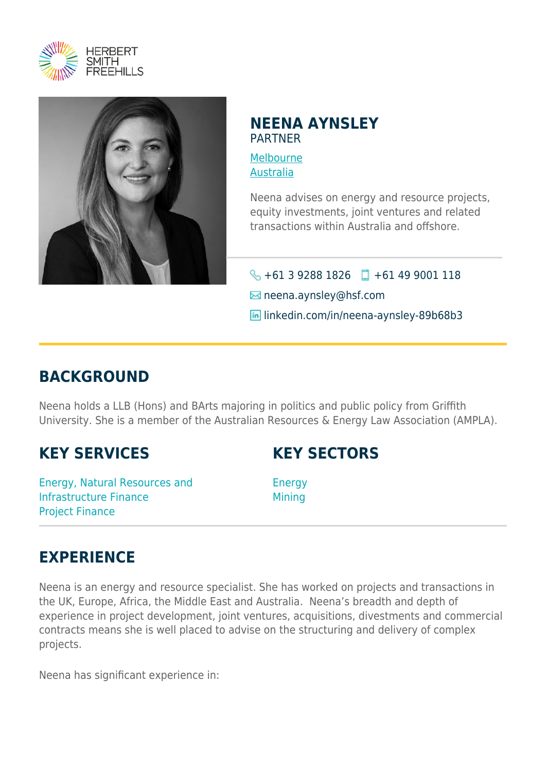HERBERT SMITH FREEHILLS

# NEENA AYNSLEY

PARTNER

Melbourne
Australia

Neena advises on energy and resource projects, equity investments, joint ventures and related transactions within Australia and offshore.

+61 3 9288 1826 +61 49 9001 118
neena.aynsley@hsf.com
linkedin.com/in/neena-aynsley-89b68b3

## BACKGROUND

Neena holds a LLB (Hons) and BArts majoring in politics and public policy from Griffith University. She is a member of the Australian Resources & Energy Law Association (AMPLA).

## KEY SERVICES

Energy, Natural Resources and Infrastructure Finance
Project Finance

## KEY SECTORS

Energy
Mining

## EXPERIENCE

Neena is an energy and resource specialist. She has worked on projects and transactions in the UK, Europe, Africa, the Middle East and Australia. Neena's breadth and depth of experience in project development, joint ventures, acquisitions, divestments and commercial contracts means she is well placed to advise on the structuring and delivery of complex projects.

Neena has significant experience in: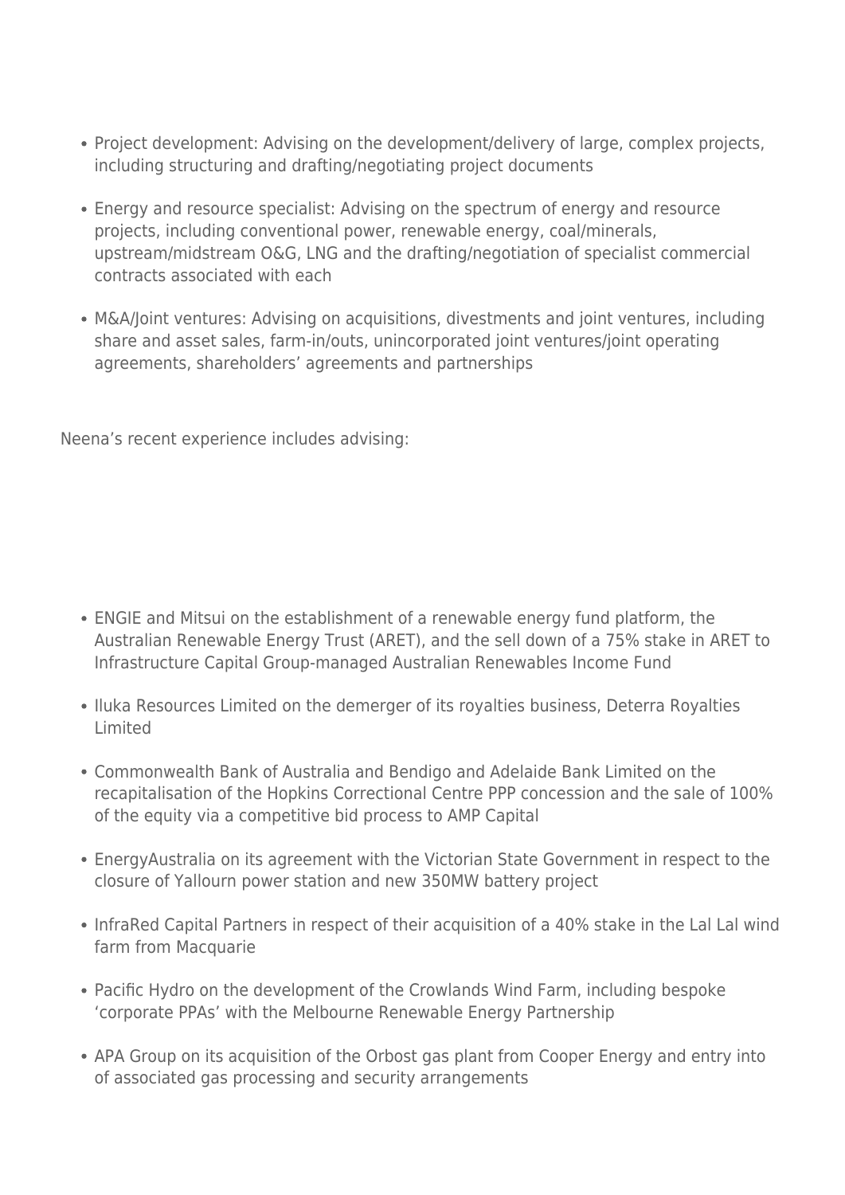- Project development: Advising on the development/delivery of large, complex projects, including structuring and drafting/negotiating project documents
- Energy and resource specialist: Advising on the spectrum of energy and resource projects, including conventional power, renewable energy, coal/minerals, upstream/midstream O&G, LNG and the drafting/negotiation of specialist commercial contracts associated with each
- M&A/Joint ventures: Advising on acquisitions, divestments and joint ventures, including share and asset sales, farm-in/outs, unincorporated joint ventures/joint operating agreements, shareholders' agreements and partnerships

Neena's recent experience includes advising:

- ENGIE and Mitsui on the establishment of a renewable energy fund platform, the Australian Renewable Energy Trust (ARET), and the sell down of a 75% stake in ARET to Infrastructure Capital Group-managed Australian Renewables Income Fund
- Iluka Resources Limited on the demerger of its royalties business, Deterra Royalties Limited
- Commonwealth Bank of Australia and Bendigo and Adelaide Bank Limited on the recapitalisation of the Hopkins Correctional Centre PPP concession and the sale of 100% of the equity via a competitive bid process to AMP Capital
- EnergyAustralia on its agreement with the Victorian State Government in respect to the closure of Yallourn power station and new 350MW battery project
- InfraRed Capital Partners in respect of their acquisition of a 40% stake in the Lal Lal wind farm from Macquarie
- Pacific Hydro on the development of the Crowlands Wind Farm, including bespoke 'corporate PPAs' with the Melbourne Renewable Energy Partnership
- APA Group on its acquisition of the Orbost gas plant from Cooper Energy and entry into of associated gas processing and security arrangements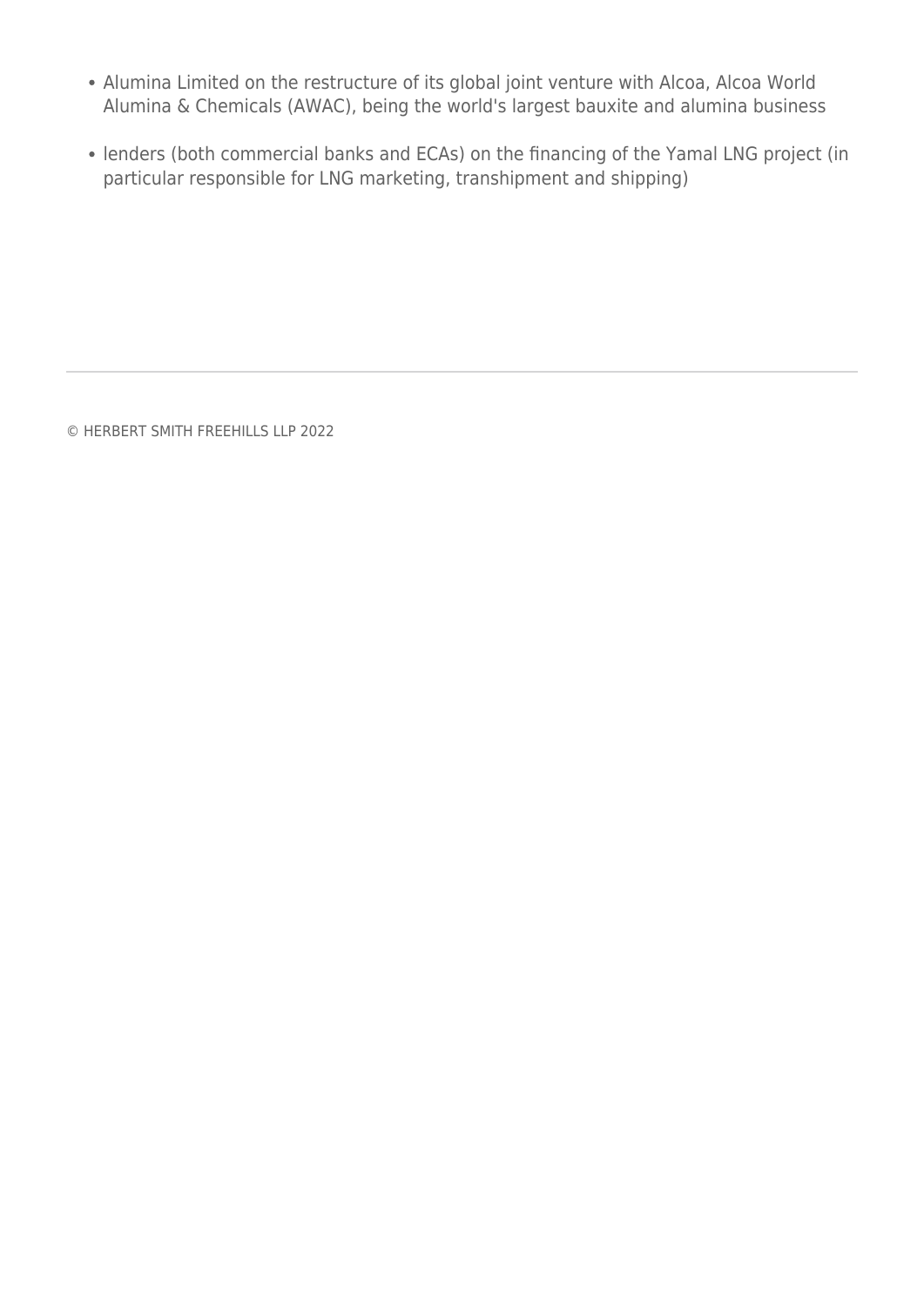- Alumina Limited on the restructure of its global joint venture with Alcoa, Alcoa World Alumina & Chemicals (AWAC), being the world's largest bauxite and alumina business
- lenders (both commercial banks and ECAs) on the financing of the Yamal LNG project (in particular responsible for LNG marketing, transhipment and shipping)

© HERBERT SMITH FREEHILLS LLP 2022